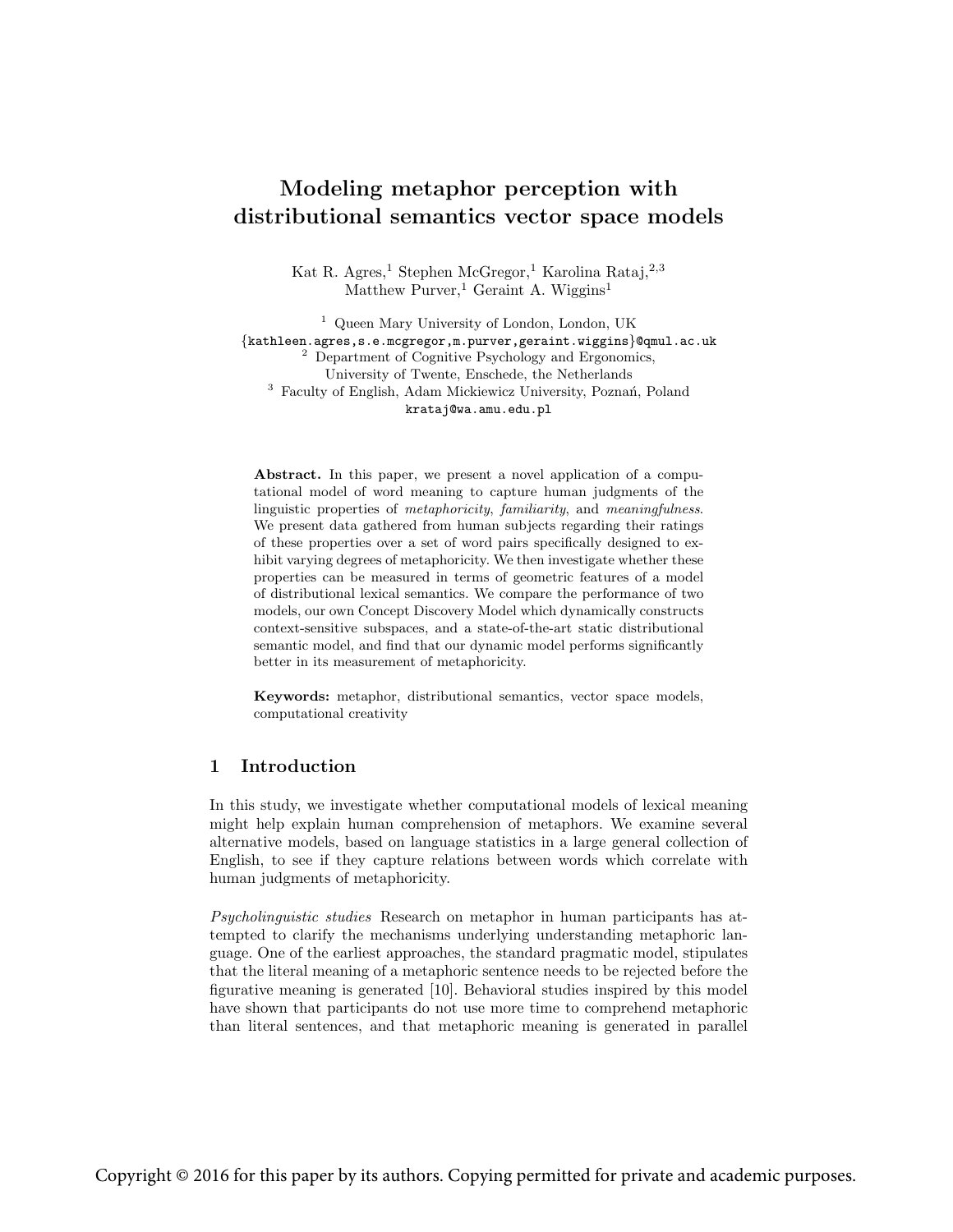# Modeling metaphor perception with distributional semantics vector space models

Kat R. Agres,[1] Stephen McGregor,[1] Karolina Rataj,[2,3]
Matthew Purver,[1] Geraint A. Wiggins[1]

[1] Queen Mary University of London, London, UK
{kathleen.agres,s.e.mcgregor,m.purver,geraint.wiggins}@qmul.ac.uk
[2] Department of Cognitive Psychology and Ergonomics,
University of Twente, Enschede, the Netherlands
[3] Faculty of English, Adam Mickiewicz University, Poznań, Poland
krataj@wa.amu.edu.pl

**Abstract.** In this paper, we present a novel application of a computational model of word meaning to capture human judgments of the linguistic properties of *metaphoricity*, *familiarity*, and *meaningfulness*. We present data gathered from human subjects regarding their ratings of these properties over a set of word pairs specifically designed to exhibit varying degrees of metaphoricity. We then investigate whether these properties can be measured in terms of geometric features of a model of distributional lexical semantics. We compare the performance of two models, our own Concept Discovery Model which dynamically constructs context-sensitive subspaces, and a state-of-the-art static distributional semantic model, and find that our dynamic model performs significantly better in its measurement of metaphoricity.

**Keywords:** metaphor, distributional semantics, vector space models, computational creativity

## 1 Introduction

In this study, we investigate whether computational models of lexical meaning might help explain human comprehension of metaphors. We examine several alternative models, based on language statistics in a large general collection of English, to see if they capture relations between words which correlate with human judgments of metaphoricity.

*Psycholinguistic studies* Research on metaphor in human participants has attempted to clarify the mechanisms underlying understanding metaphoric language. One of the earliest approaches, the standard pragmatic model, stipulates that the literal meaning of a metaphoric sentence needs to be rejected before the figurative meaning is generated [10]. Behavioral studies inspired by this model have shown that participants do not use more time to comprehend metaphoric than literal sentences, and that metaphoric meaning is generated in parallel

Copyright © 2016 for this paper by its authors. Copying permitted for private and academic purposes.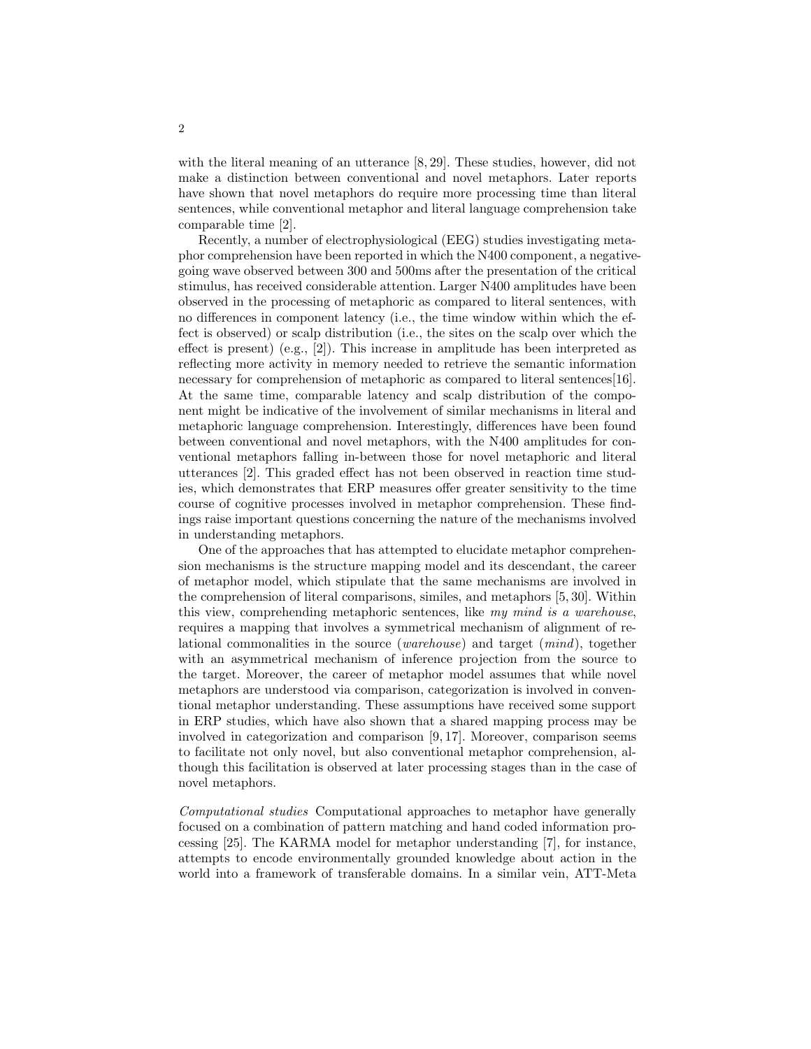with the literal meaning of an utterance [8, 29]. These studies, however, did not make a distinction between conventional and novel metaphors. Later reports have shown that novel metaphors do require more processing time than literal sentences, while conventional metaphor and literal language comprehension take comparable time [2].

Recently, a number of electrophysiological (EEG) studies investigating metaphor comprehension have been reported in which the N400 component, a negative-going wave observed between 300 and 500ms after the presentation of the critical stimulus, has received considerable attention. Larger N400 amplitudes have been observed in the processing of metaphoric as compared to literal sentences, with no differences in component latency (i.e., the time window within which the effect is observed) or scalp distribution (i.e., the sites on the scalp over which the effect is present) (e.g., [2]). This increase in amplitude has been interpreted as reflecting more activity in memory needed to retrieve the semantic information necessary for comprehension of metaphoric as compared to literal sentences[16]. At the same time, comparable latency and scalp distribution of the component might be indicative of the involvement of similar mechanisms in literal and metaphoric language comprehension. Interestingly, differences have been found between conventional and novel metaphors, with the N400 amplitudes for conventional metaphors falling in-between those for novel metaphoric and literal utterances [2]. This graded effect has not been observed in reaction time studies, which demonstrates that ERP measures offer greater sensitivity to the time course of cognitive processes involved in metaphor comprehension. These findings raise important questions concerning the nature of the mechanisms involved in understanding metaphors.

One of the approaches that has attempted to elucidate metaphor comprehension mechanisms is the structure mapping model and its descendant, the career of metaphor model, which stipulate that the same mechanisms are involved in the comprehension of literal comparisons, similes, and metaphors [5, 30]. Within this view, comprehending metaphoric sentences, like *my mind is a warehouse*, requires a mapping that involves a symmetrical mechanism of alignment of relational commonalities in the source (*warehouse*) and target (*mind*), together with an asymmetrical mechanism of inference projection from the source to the target. Moreover, the career of metaphor model assumes that while novel metaphors are understood via comparison, categorization is involved in conventional metaphor understanding. These assumptions have received some support in ERP studies, which have also shown that a shared mapping process may be involved in categorization and comparison [9, 17]. Moreover, comparison seems to facilitate not only novel, but also conventional metaphor comprehension, although this facilitation is observed at later processing stages than in the case of novel metaphors.

*Computational studies* Computational approaches to metaphor have generally focused on a combination of pattern matching and hand coded information processing [25]. The KARMA model for metaphor understanding [7], for instance, attempts to encode environmentally grounded knowledge about action in the world into a framework of transferable domains. In a similar vein, ATT-Meta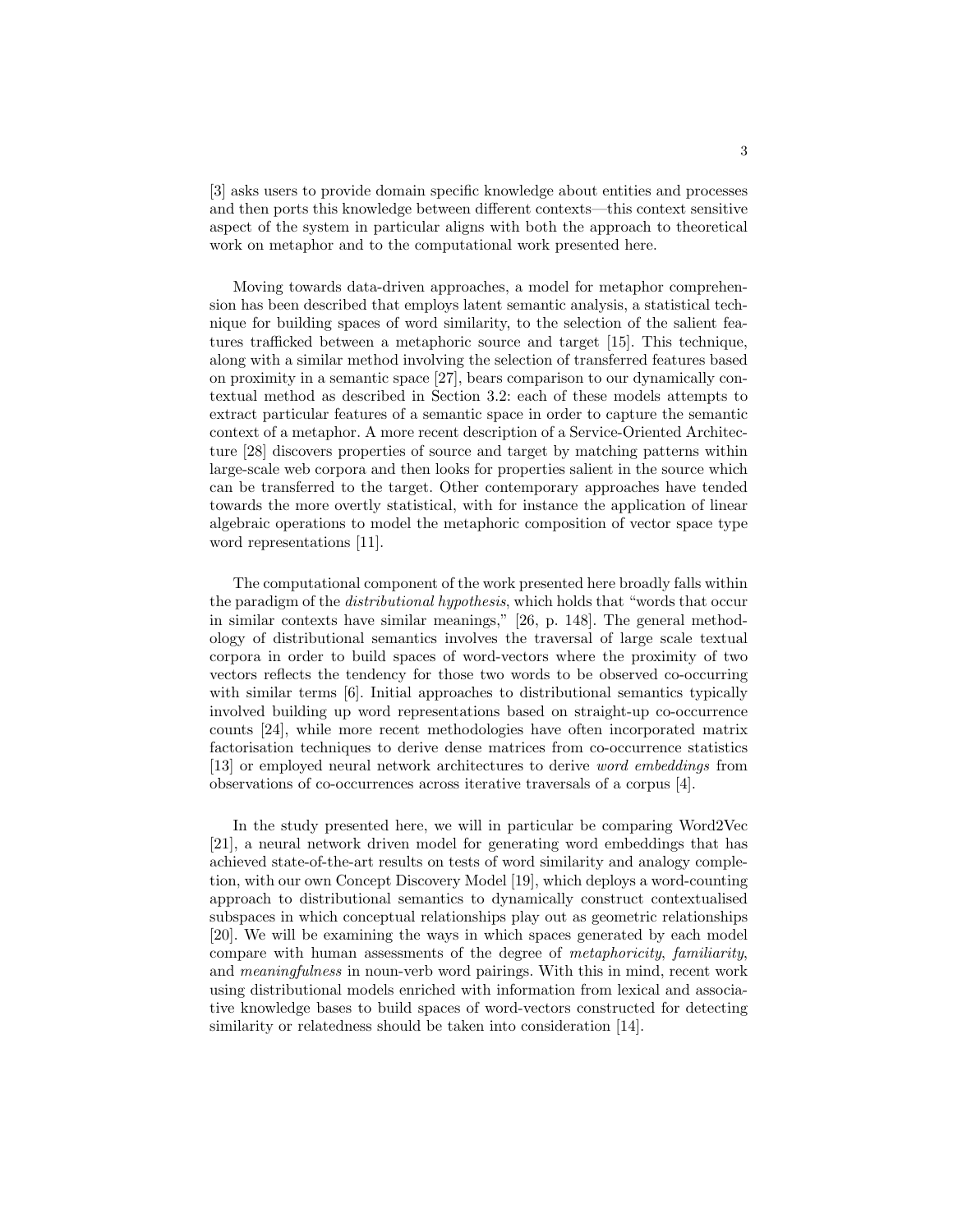[3] asks users to provide domain specific knowledge about entities and processes and then ports this knowledge between different contexts—this context sensitive aspect of the system in particular aligns with both the approach to theoretical work on metaphor and to the computational work presented here.

Moving towards data-driven approaches, a model for metaphor comprehension has been described that employs latent semantic analysis, a statistical technique for building spaces of word similarity, to the selection of the salient features trafficked between a metaphoric source and target [15]. This technique, along with a similar method involving the selection of transferred features based on proximity in a semantic space [27], bears comparison to our dynamically contextual method as described in Section 3.2: each of these models attempts to extract particular features of a semantic space in order to capture the semantic context of a metaphor. A more recent description of a Service-Oriented Architecture [28] discovers properties of source and target by matching patterns within large-scale web corpora and then looks for properties salient in the source which can be transferred to the target. Other contemporary approaches have tended towards the more overtly statistical, with for instance the application of linear algebraic operations to model the metaphoric composition of vector space type word representations [11].

The computational component of the work presented here broadly falls within the paradigm of the *distributional hypothesis*, which holds that "words that occur in similar contexts have similar meanings," [26, p. 148]. The general methodology of distributional semantics involves the traversal of large scale textual corpora in order to build spaces of word-vectors where the proximity of two vectors reflects the tendency for those two words to be observed co-occurring with similar terms [6]. Initial approaches to distributional semantics typically involved building up word representations based on straight-up co-occurrence counts [24], while more recent methodologies have often incorporated matrix factorisation techniques to derive dense matrices from co-occurrence statistics [13] or employed neural network architectures to derive *word embeddings* from observations of co-occurrences across iterative traversals of a corpus [4].

In the study presented here, we will in particular be comparing Word2Vec [21], a neural network driven model for generating word embeddings that has achieved state-of-the-art results on tests of word similarity and analogy completion, with our own Concept Discovery Model [19], which deploys a word-counting approach to distributional semantics to dynamically construct contextualised subspaces in which conceptual relationships play out as geometric relationships [20]. We will be examining the ways in which spaces generated by each model compare with human assessments of the degree of *metaphoricity*, *familiarity*, and *meaningfulness* in noun-verb word pairings. With this in mind, recent work using distributional models enriched with information from lexical and associative knowledge bases to build spaces of word-vectors constructed for detecting similarity or relatedness should be taken into consideration [14].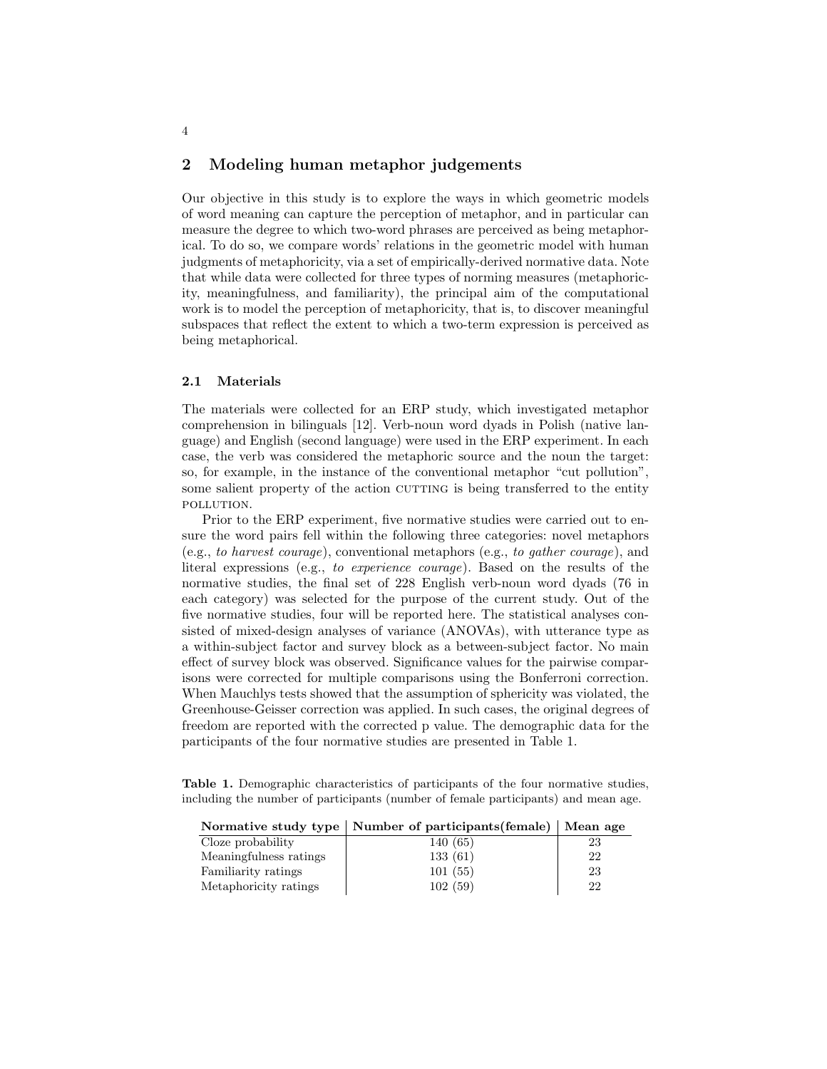## 2 Modeling human metaphor judgements

Our objective in this study is to explore the ways in which geometric models of word meaning can capture the perception of metaphor, and in particular can measure the degree to which two-word phrases are perceived as being metaphorical. To do so, we compare words' relations in the geometric model with human judgments of metaphoricity, via a set of empirically-derived normative data. Note that while data were collected for three types of norming measures (metaphoricity, meaningfulness, and familiarity), the principal aim of the computational work is to model the perception of metaphoricity, that is, to discover meaningful subspaces that reflect the extent to which a two-term expression is perceived as being metaphorical.

### 2.1 Materials

The materials were collected for an ERP study, which investigated metaphor comprehension in bilinguals [12]. Verb-noun word dyads in Polish (native language) and English (second language) were used in the ERP experiment. In each case, the verb was considered the metaphoric source and the noun the target: so, for example, in the instance of the conventional metaphor "cut pollution", some salient property of the action CUTTING is being transferred to the entity POLLUTION.

Prior to the ERP experiment, five normative studies were carried out to ensure the word pairs fell within the following three categories: novel metaphors (e.g., *to harvest courage*), conventional metaphors (e.g., *to gather courage*), and literal expressions (e.g., *to experience courage*). Based on the results of the normative studies, the final set of 228 English verb-noun word dyads (76 in each category) was selected for the purpose of the current study. Out of the five normative studies, four will be reported here. The statistical analyses consisted of mixed-design analyses of variance (ANOVAs), with utterance type as a within-subject factor and survey block as a between-subject factor. No main effect of survey block was observed. Significance values for the pairwise comparisons were corrected for multiple comparisons using the Bonferroni correction. When Mauchlys tests showed that the assumption of sphericity was violated, the Greenhouse-Geisser correction was applied. In such cases, the original degrees of freedom are reported with the corrected p value. The demographic data for the participants of the four normative studies are presented in Table 1.

**Table 1.** Demographic characteristics of participants of the four normative studies, including the number of participants (number of female participants) and mean age.

| Normative study type | Number of participants(female) | Mean age |
|---|---|---|
| Cloze probability | 140 (65) | 23 |
| Meaningfulness ratings | 133 (61) | 22 |
| Familiarity ratings | 101 (55) | 23 |
| Metaphoricity ratings | 102 (59) | 22 |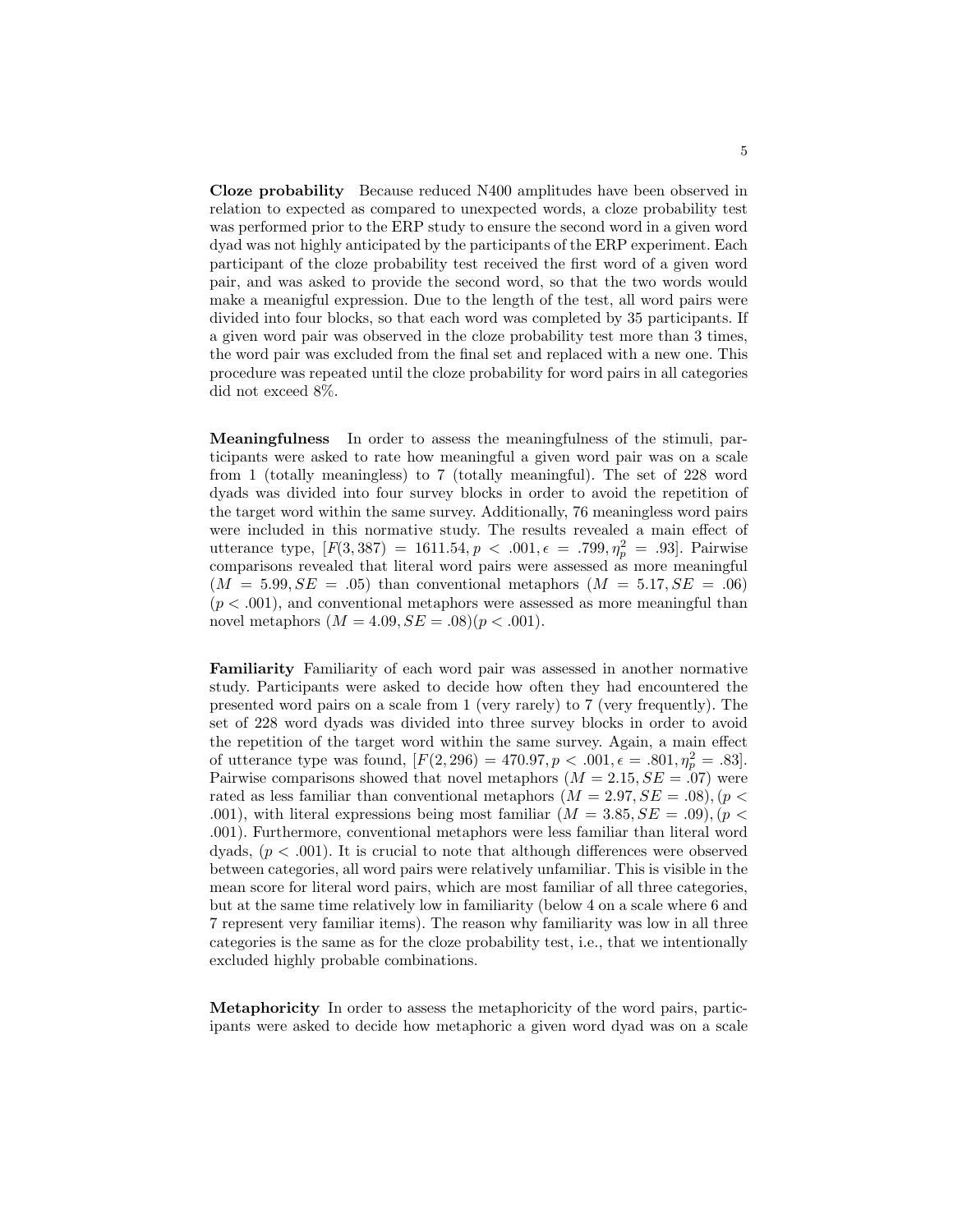**Cloze probability** Because reduced N400 amplitudes have been observed in relation to expected as compared to unexpected words, a cloze probability test was performed prior to the ERP study to ensure the second word in a given word dyad was not highly anticipated by the participants of the ERP experiment. Each participant of the cloze probability test received the first word of a given word pair, and was asked to provide the second word, so that the two words would make a meanigful expression. Due to the length of the test, all word pairs were divided into four blocks, so that each word was completed by 35 participants. If a given word pair was observed in the cloze probability test more than 3 times, the word pair was excluded from the final set and replaced with a new one. This procedure was repeated until the cloze probability for word pairs in all categories did not exceed 8%.

**Meaningfulness** In order to assess the meaningfulness of the stimuli, participants were asked to rate how meaningful a given word pair was on a scale from 1 (totally meaningless) to 7 (totally meaningful). The set of 228 word dyads was divided into four survey blocks in order to avoid the repetition of the target word within the same survey. Additionally, 76 meaningless word pairs were included in this normative study. The results revealed a main effect of utterance type, $[F(3, 387) = 1611.54, p < .001, \epsilon = .799, \eta_p^2 = .93]$. Pairwise comparisons revealed that literal word pairs were assessed as more meaningful $(M = 5.99, SE = .05)$ than conventional metaphors $(M = 5.17, SE = .06)$ $(p < .001)$, and conventional metaphors were assessed as more meaningful than novel metaphors $(M = 4.09, SE = .08)(p < .001)$.

**Familiarity** Familiarity of each word pair was assessed in another normative study. Participants were asked to decide how often they had encountered the presented word pairs on a scale from 1 (very rarely) to 7 (very frequently). The set of 228 word dyads was divided into three survey blocks in order to avoid the repetition of the target word within the same survey. Again, a main effect of utterance type was found, $[F(2, 296) = 470.97, p < .001, \epsilon = .801, \eta_p^2 = .83]$. Pairwise comparisons showed that novel metaphors $(M = 2.15, SE = .07)$ were rated as less familiar than conventional metaphors $(M = 2.97, SE = .08), (p < .001)$, with literal expressions being most familiar $(M = 3.85, SE = .09), (p < .001)$. Furthermore, conventional metaphors were less familiar than literal word dyads, $(p < .001)$. It is crucial to note that although differences were observed between categories, all word pairs were relatively unfamiliar. This is visible in the mean score for literal word pairs, which are most familiar of all three categories, but at the same time relatively low in familiarity (below 4 on a scale where 6 and 7 represent very familiar items). The reason why familiarity was low in all three categories is the same as for the cloze probability test, i.e., that we intentionally excluded highly probable combinations.

**Metaphoricity** In order to assess the metaphoricity of the word pairs, participants were asked to decide how metaphoric a given word dyad was on a scale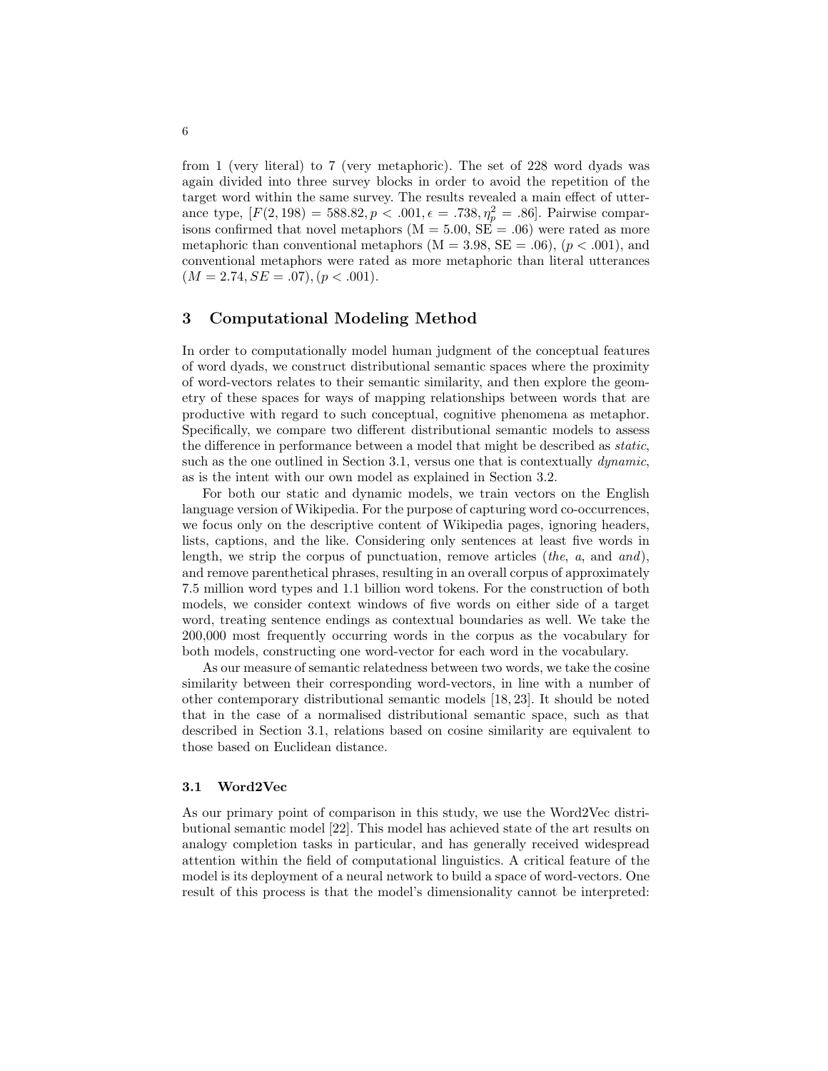from 1 (very literal) to 7 (very metaphoric). The set of 228 word dyads was again divided into three survey blocks in order to avoid the repetition of the target word within the same survey. The results revealed a main effect of utterance type, $[F(2, 198) = 588.82, p < .001, \epsilon = .738, \eta_p^2 = .86]$. Pairwise comparisons confirmed that novel metaphors (M = 5.00, SE = .06) were rated as more metaphoric than conventional metaphors (M = 3.98, SE = .06), $(p < .001)$, and conventional metaphors were rated as more metaphoric than literal utterances $(M = 2.74, SE = .07), (p < .001)$.

## 3 Computational Modeling Method

In order to computationally model human judgment of the conceptual features of word dyads, we construct distributional semantic spaces where the proximity of word-vectors relates to their semantic similarity, and then explore the geometry of these spaces for ways of mapping relationships between words that are productive with regard to such conceptual, cognitive phenomena as metaphor. Specifically, we compare two different distributional semantic models to assess the difference in performance between a model that might be described as *static*, such as the one outlined in Section 3.1, versus one that is contextually *dynamic*, as is the intent with our own model as explained in Section 3.2.

For both our static and dynamic models, we train vectors on the English language version of Wikipedia. For the purpose of capturing word co-occurrences, we focus only on the descriptive content of Wikipedia pages, ignoring headers, lists, captions, and the like. Considering only sentences at least five words in length, we strip the corpus of punctuation, remove articles (*the*, *a*, and *and*), and remove parenthetical phrases, resulting in an overall corpus of approximately 7.5 million word types and 1.1 billion word tokens. For the construction of both models, we consider context windows of five words on either side of a target word, treating sentence endings as contextual boundaries as well. We take the 200,000 most frequently occurring words in the corpus as the vocabulary for both models, constructing one word-vector for each word in the vocabulary.

As our measure of semantic relatedness between two words, we take the cosine similarity between their corresponding word-vectors, in line with a number of other contemporary distributional semantic models [18, 23]. It should be noted that in the case of a normalised distributional semantic space, such as that described in Section 3.1, relations based on cosine similarity are equivalent to those based on Euclidean distance.

### 3.1 Word2Vec

As our primary point of comparison in this study, we use the Word2Vec distributional semantic model [22]. This model has achieved state of the art results on analogy completion tasks in particular, and has generally received widespread attention within the field of computational linguistics. A critical feature of the model is its deployment of a neural network to build a space of word-vectors. One result of this process is that the model's dimensionality cannot be interpreted: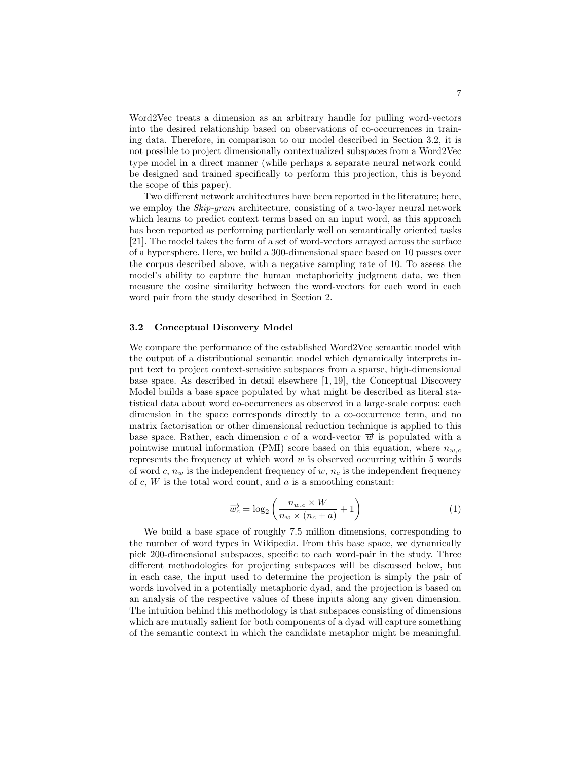Word2Vec treats a dimension as an arbitrary handle for pulling word-vectors into the desired relationship based on observations of co-occurrences in training data. Therefore, in comparison to our model described in Section 3.2, it is not possible to project dimensionally contextualized subspaces from a Word2Vec type model in a direct manner (while perhaps a separate neural network could be designed and trained specifically to perform this projection, this is beyond the scope of this paper).

Two different network architectures have been reported in the literature; here, we employ the *Skip-gram* architecture, consisting of a two-layer neural network which learns to predict context terms based on an input word, as this approach has been reported as performing particularly well on semantically oriented tasks [21]. The model takes the form of a set of word-vectors arrayed across the surface of a hypersphere. Here, we build a 300-dimensional space based on 10 passes over the corpus described above, with a negative sampling rate of 10. To assess the model's ability to capture the human metaphoricity judgment data, we then measure the cosine similarity between the word-vectors for each word in each word pair from the study described in Section 2.

### 3.2 Conceptual Discovery Model

We compare the performance of the established Word2Vec semantic model with the output of a distributional semantic model which dynamically interprets input text to project context-sensitive subspaces from a sparse, high-dimensional base space. As described in detail elsewhere [1, 19], the Conceptual Discovery Model builds a base space populated by what might be described as literal statistical data about word co-occurrences as observed in a large-scale corpus: each dimension in the space corresponds directly to a co-occurrence term, and no matrix factorisation or other dimensional reduction technique is applied to this base space. Rather, each dimension $c$ of a word-vector $\overrightarrow{w}$ is populated with a pointwise mutual information (PMI) score based on this equation, where $n_{w,c}$ represents the frequency at which word $w$ is observed occurring within 5 words of word $c$, $n_w$ is the independent frequency of $w$, $n_c$ is the independent frequency of $c$, $W$ is the total word count, and $a$ is a smoothing constant:

$$\overrightarrow{w_c} = \log_2 \left( \frac{n_{w,c} \times W}{n_w \times (n_c + a)} + 1 \right) \tag{1}$$

We build a base space of roughly 7.5 million dimensions, corresponding to the number of word types in Wikipedia. From this base space, we dynamically pick 200-dimensional subspaces, specific to each word-pair in the study. Three different methodologies for projecting subspaces will be discussed below, but in each case, the input used to determine the projection is simply the pair of words involved in a potentially metaphoric dyad, and the projection is based on an analysis of the respective values of these inputs along any given dimension. The intuition behind this methodology is that subspaces consisting of dimensions which are mutually salient for both components of a dyad will capture something of the semantic context in which the candidate metaphor might be meaningful.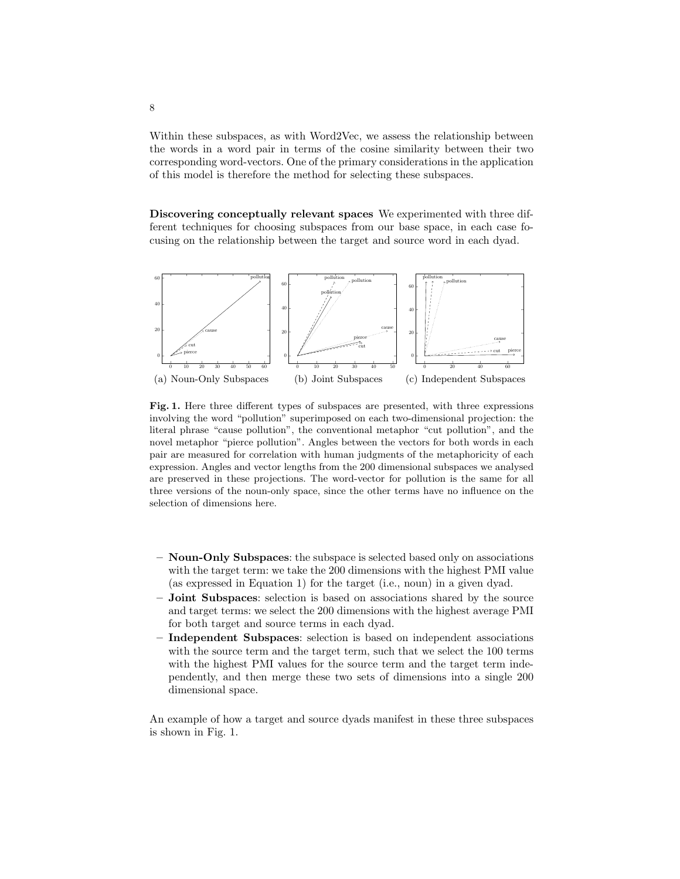Within these subspaces, as with Word2Vec, we assess the relationship between the words in a word pair in terms of the cosine similarity between their two corresponding word-vectors. One of the primary considerations in the application of this model is therefore the method for selecting these subspaces.

**Discovering conceptually relevant spaces** We experimented with three different techniques for choosing subspaces from our base space, in each case focusing on the relationship between the target and source word in each dyad.

(a) Noun-Only Subspaces (b) Joint Subspaces (c) Independent Subspaces

**Fig. 1.** Here three different types of subspaces are presented, with three expressions involving the word "pollution" superimposed on each two-dimensional projection: the literal phrase "cause pollution", the conventional metaphor "cut pollution", and the novel metaphor "pierce pollution". Angles between the vectors for both words in each pair are measured for correlation with human judgments of the metaphoricity of each expression. Angles and vector lengths from the 200 dimensional subspaces we analysed are preserved in these projections. The word-vector for pollution is the same for all three versions of the noun-only space, since the other terms have no influence on the selection of dimensions here.

- **Noun-Only Subspaces**: the subspace is selected based only on associations with the target term: we take the 200 dimensions with the highest PMI value (as expressed in Equation 1) for the target (i.e., noun) in a given dyad.
- **Joint Subspaces**: selection is based on associations shared by the source and target terms: we select the 200 dimensions with the highest average PMI for both target and source terms in each dyad.
- **Independent Subspaces**: selection is based on independent associations with the source term and the target term, such that we select the 100 terms with the highest PMI values for the source term and the target term independently, and then merge these two sets of dimensions into a single 200 dimensional space.

An example of how a target and source dyads manifest in these three subspaces is shown in Fig. 1.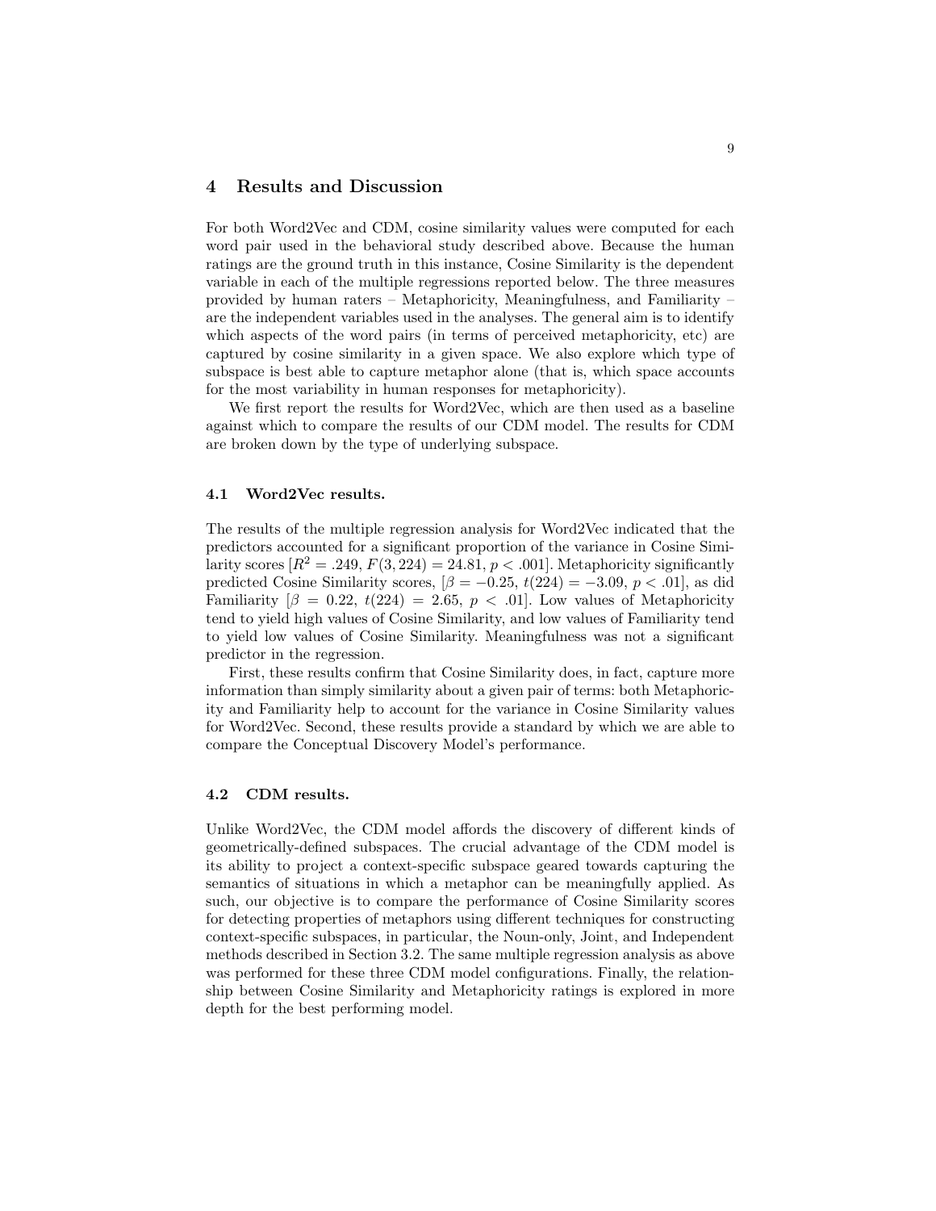## 4 Results and Discussion

For both Word2Vec and CDM, cosine similarity values were computed for each word pair used in the behavioral study described above. Because the human ratings are the ground truth in this instance, Cosine Similarity is the dependent variable in each of the multiple regressions reported below. The three measures provided by human raters – Metaphoricity, Meaningfulness, and Familiarity – are the independent variables used in the analyses. The general aim is to identify which aspects of the word pairs (in terms of perceived metaphoricity, etc) are captured by cosine similarity in a given space. We also explore which type of subspace is best able to capture metaphor alone (that is, which space accounts for the most variability in human responses for metaphoricity).

We first report the results for Word2Vec, which are then used as a baseline against which to compare the results of our CDM model. The results for CDM are broken down by the type of underlying subspace.

### 4.1 Word2Vec results.

The results of the multiple regression analysis for Word2Vec indicated that the predictors accounted for a significant proportion of the variance in Cosine Similarity scores [$R^2 = .249$, $F(3, 224) = 24.81$, $p < .001$]. Metaphoricity significantly predicted Cosine Similarity scores, [$\beta = -0.25$, $t(224) = -3.09$, $p < .01$], as did Familiarity [$\beta = 0.22$, $t(224) = 2.65$, $p < .01$]. Low values of Metaphoricity tend to yield high values of Cosine Similarity, and low values of Familiarity tend to yield low values of Cosine Similarity. Meaningfulness was not a significant predictor in the regression.

First, these results confirm that Cosine Similarity does, in fact, capture more information than simply similarity about a given pair of terms: both Metaphoricity and Familiarity help to account for the variance in Cosine Similarity values for Word2Vec. Second, these results provide a standard by which we are able to compare the Conceptual Discovery Model's performance.

### 4.2 CDM results.

Unlike Word2Vec, the CDM model affords the discovery of different kinds of geometrically-defined subspaces. The crucial advantage of the CDM model is its ability to project a context-specific subspace geared towards capturing the semantics of situations in which a metaphor can be meaningfully applied. As such, our objective is to compare the performance of Cosine Similarity scores for detecting properties of metaphors using different techniques for constructing context-specific subspaces, in particular, the Noun-only, Joint, and Independent methods described in Section 3.2. The same multiple regression analysis as above was performed for these three CDM model configurations. Finally, the relationship between Cosine Similarity and Metaphoricity ratings is explored in more depth for the best performing model.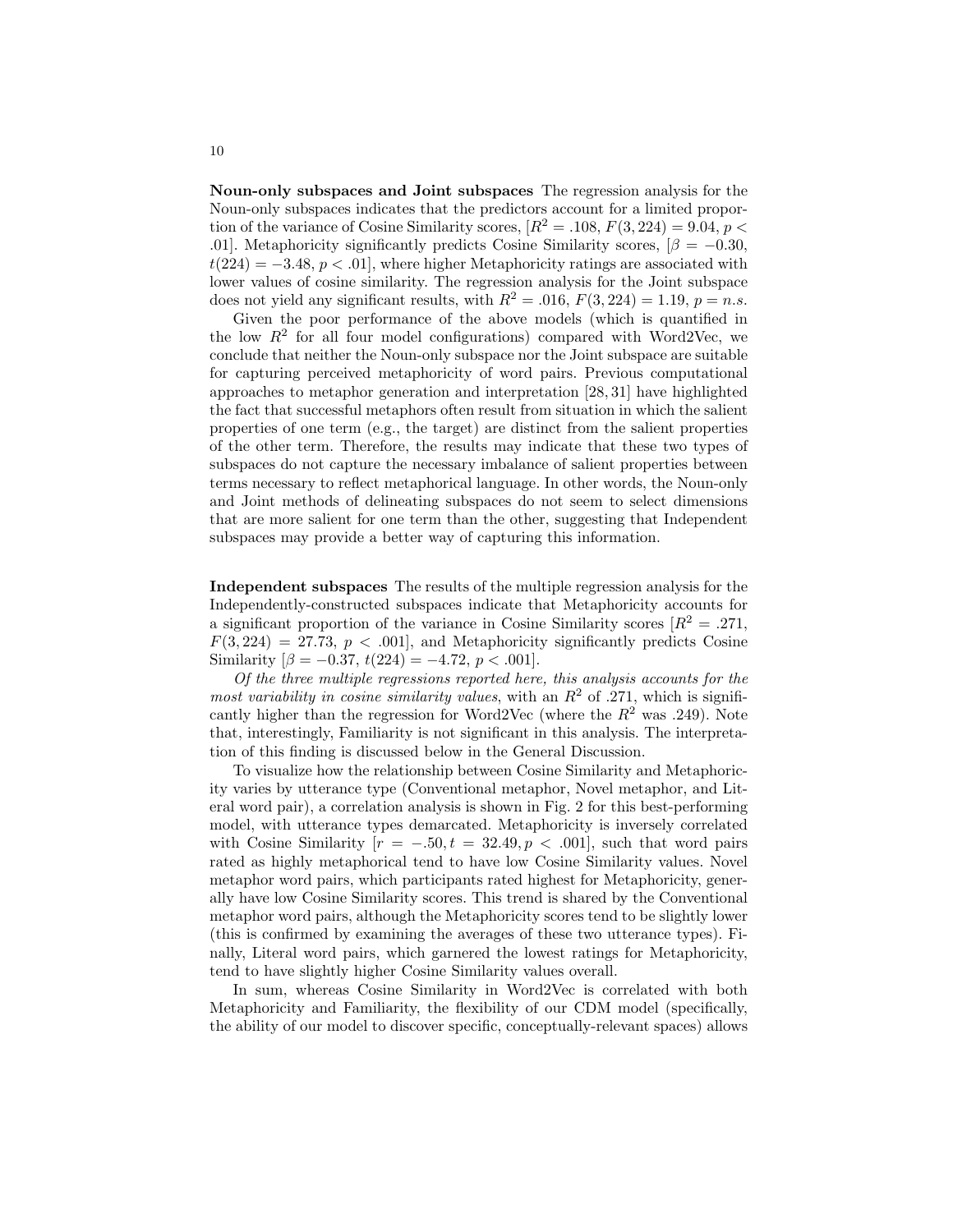**Noun-only subspaces and Joint subspaces** The regression analysis for the Noun-only subspaces indicates that the predictors account for a limited proportion of the variance of Cosine Similarity scores, [$R^2 = .108$, $F(3, 224) = 9.04$, $p < .01$]. Metaphoricity significantly predicts Cosine Similarity scores, [$\beta = -0.30$, $t(224) = -3.48$, $p < .01$], where higher Metaphoricity ratings are associated with lower values of cosine similarity. The regression analysis for the Joint subspace does not yield any significant results, with $R^2 = .016$, $F(3, 224) = 1.19$, $p = n.s.$

Given the poor performance of the above models (which is quantified in the low $R^2$ for all four model configurations) compared with Word2Vec, we conclude that neither the Noun-only subspace nor the Joint subspace are suitable for capturing perceived metaphoricity of word pairs. Previous computational approaches to metaphor generation and interpretation [28, 31] have highlighted the fact that successful metaphors often result from situation in which the salient properties of one term (e.g., the target) are distinct from the salient properties of the other term. Therefore, the results may indicate that these two types of subspaces do not capture the necessary imbalance of salient properties between terms necessary to reflect metaphorical language. In other words, the Noun-only and Joint methods of delineating subspaces do not seem to select dimensions that are more salient for one term than the other, suggesting that Independent subspaces may provide a better way of capturing this information.

**Independent subspaces** The results of the multiple regression analysis for the Independently-constructed subspaces indicate that Metaphoricity accounts for a significant proportion of the variance in Cosine Similarity scores [$R^2 = .271$, $F(3, 224) = 27.73$, $p < .001$], and Metaphoricity significantly predicts Cosine Similarity [$\beta = -0.37$, $t(224) = -4.72$, $p < .001$].

*Of the three multiple regressions reported here, this analysis accounts for the most variability in cosine similarity values*, with an $R^2$ of .271, which is significantly higher than the regression for Word2Vec (where the $R^2$ was .249). Note that, interestingly, Familiarity is not significant in this analysis. The interpretation of this finding is discussed below in the General Discussion.

To visualize how the relationship between Cosine Similarity and Metaphoricity varies by utterance type (Conventional metaphor, Novel metaphor, and Literal word pair), a correlation analysis is shown in Fig. 2 for this best-performing model, with utterance types demarcated. Metaphoricity is inversely correlated with Cosine Similarity [$r = -.50, t = 32.49, p < .001$], such that word pairs rated as highly metaphorical tend to have low Cosine Similarity values. Novel metaphor word pairs, which participants rated highest for Metaphoricity, generally have low Cosine Similarity scores. This trend is shared by the Conventional metaphor word pairs, although the Metaphoricity scores tend to be slightly lower (this is confirmed by examining the averages of these two utterance types). Finally, Literal word pairs, which garnered the lowest ratings for Metaphoricity, tend to have slightly higher Cosine Similarity values overall.

In sum, whereas Cosine Similarity in Word2Vec is correlated with both Metaphoricity and Familiarity, the flexibility of our CDM model (specifically, the ability of our model to discover specific, conceptually-relevant spaces) allows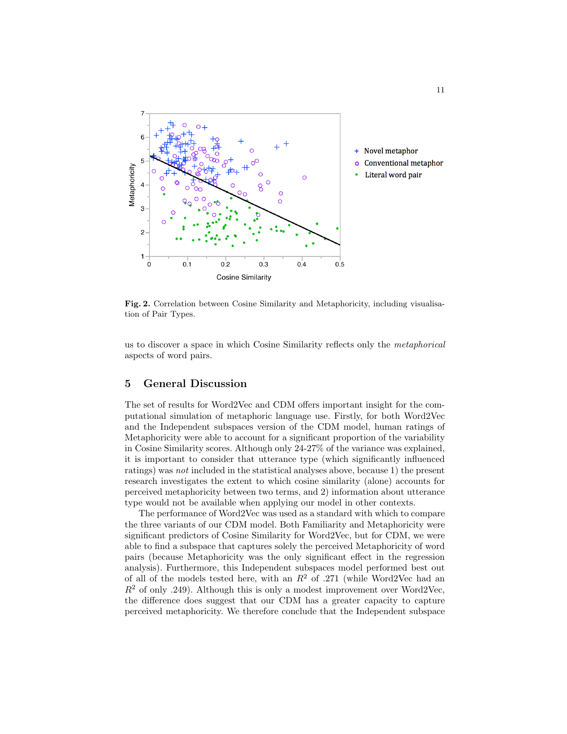**Fig. 2.** Correlation between Cosine Similarity and Metaphoricity, including visualisation of Pair Types.

us to discover a space in which Cosine Similarity reflects only the *metaphorical* aspects of word pairs.

## 5 General Discussion

The set of results for Word2Vec and CDM offers important insight for the computational simulation of metaphoric language use. Firstly, for both Word2Vec and the Independent subspaces version of the CDM model, human ratings of Metaphoricity were able to account for a significant proportion of the variability in Cosine Similarity scores. Although only 24-27% of the variance was explained, it is important to consider that utterance type (which significantly influenced ratings) was *not* included in the statistical analyses above, because 1) the present research investigates the extent to which cosine similarity (alone) accounts for perceived metaphoricity between two terms, and 2) information about utterance type would not be available when applying our model in other contexts.

The performance of Word2Vec was used as a standard with which to compare the three variants of our CDM model. Both Familiarity and Metaphoricity were significant predictors of Cosine Similarity for Word2Vec, but for CDM, we were able to find a subspace that captures solely the perceived Metaphoricity of word pairs (because Metaphoricity was the only significant effect in the regression analysis). Furthermore, this Independent subspaces model performed best out of all of the models tested here, with an $R^2$ of .271 (while Word2Vec had an $R^2$ of only .249). Although this is only a modest improvement over Word2Vec, the difference does suggest that our CDM has a greater capacity to capture perceived metaphoricity. We therefore conclude that the Independent subspace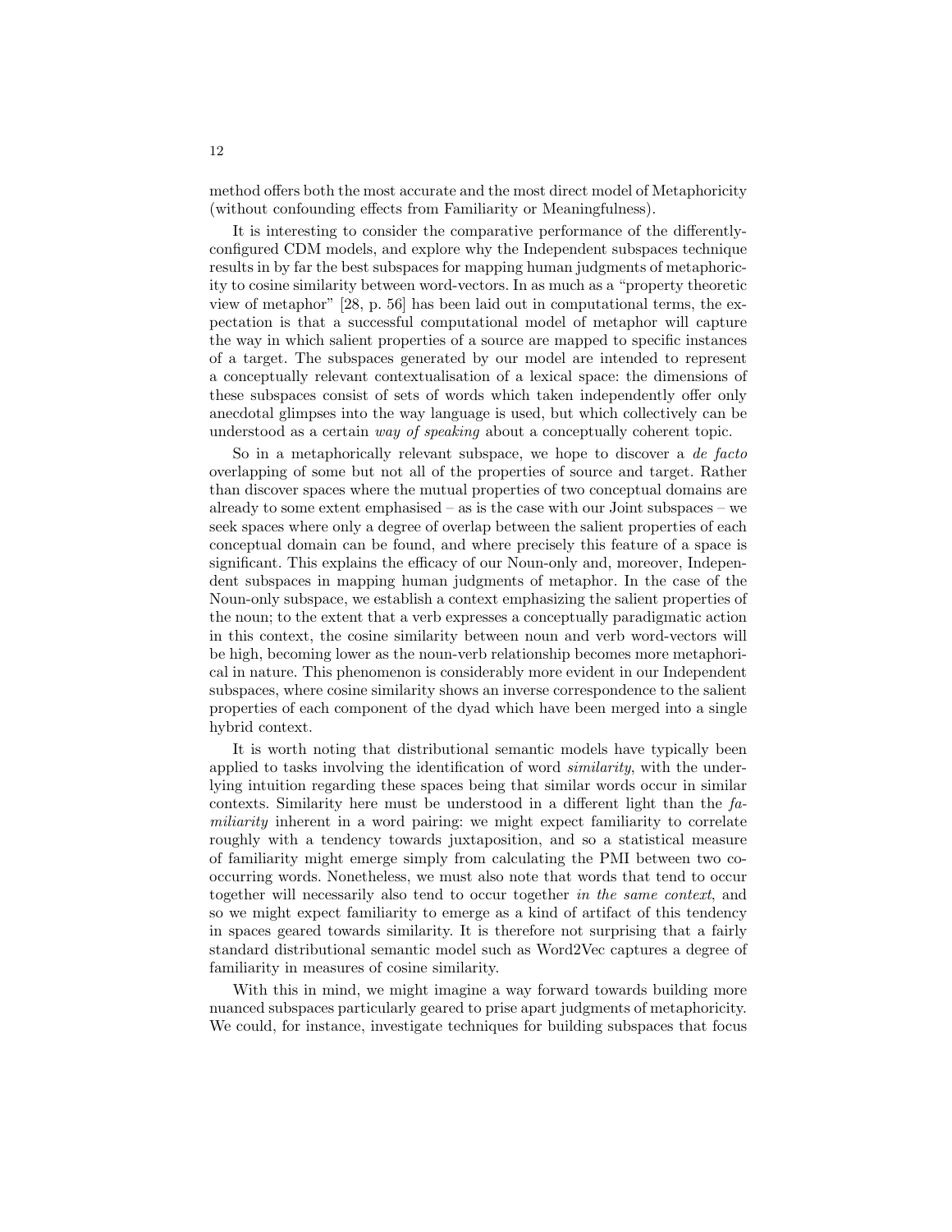method offers both the most accurate and the most direct model of Metaphoricity (without confounding effects from Familiarity or Meaningfulness).

It is interesting to consider the comparative performance of the differently-configured CDM models, and explore why the Independent subspaces technique results in by far the best subspaces for mapping human judgments of metaphoricity to cosine similarity between word-vectors. In as much as a "property theoretic view of metaphor" [28, p. 56] has been laid out in computational terms, the expectation is that a successful computational model of metaphor will capture the way in which salient properties of a source are mapped to specific instances of a target. The subspaces generated by our model are intended to represent a conceptually relevant contextualisation of a lexical space: the dimensions of these subspaces consist of sets of words which taken independently offer only anecdotal glimpses into the way language is used, but which collectively can be understood as a certain *way of speaking* about a conceptually coherent topic.

So in a metaphorically relevant subspace, we hope to discover a *de facto* overlapping of some but not all of the properties of source and target. Rather than discover spaces where the mutual properties of two conceptual domains are already to some extent emphasised – as is the case with our Joint subspaces – we seek spaces where only a degree of overlap between the salient properties of each conceptual domain can be found, and where precisely this feature of a space is significant. This explains the efficacy of our Noun-only and, moreover, Independent subspaces in mapping human judgments of metaphor. In the case of the Noun-only subspace, we establish a context emphasizing the salient properties of the noun; to the extent that a verb expresses a conceptually paradigmatic action in this context, the cosine similarity between noun and verb word-vectors will be high, becoming lower as the noun-verb relationship becomes more metaphorical in nature. This phenomenon is considerably more evident in our Independent subspaces, where cosine similarity shows an inverse correspondence to the salient properties of each component of the dyad which have been merged into a single hybrid context.

It is worth noting that distributional semantic models have typically been applied to tasks involving the identification of word *similarity*, with the underlying intuition regarding these spaces being that similar words occur in similar contexts. Similarity here must be understood in a different light than the *familiarity* inherent in a word pairing: we might expect familiarity to correlate roughly with a tendency towards juxtaposition, and so a statistical measure of familiarity might emerge simply from calculating the PMI between two co-occurring words. Nonetheless, we must also note that words that tend to occur together will necessarily also tend to occur together *in the same context*, and so we might expect familiarity to emerge as a kind of artifact of this tendency in spaces geared towards similarity. It is therefore not surprising that a fairly standard distributional semantic model such as Word2Vec captures a degree of familiarity in measures of cosine similarity.

With this in mind, we might imagine a way forward towards building more nuanced subspaces particularly geared to prise apart judgments of metaphoricity. We could, for instance, investigate techniques for building subspaces that focus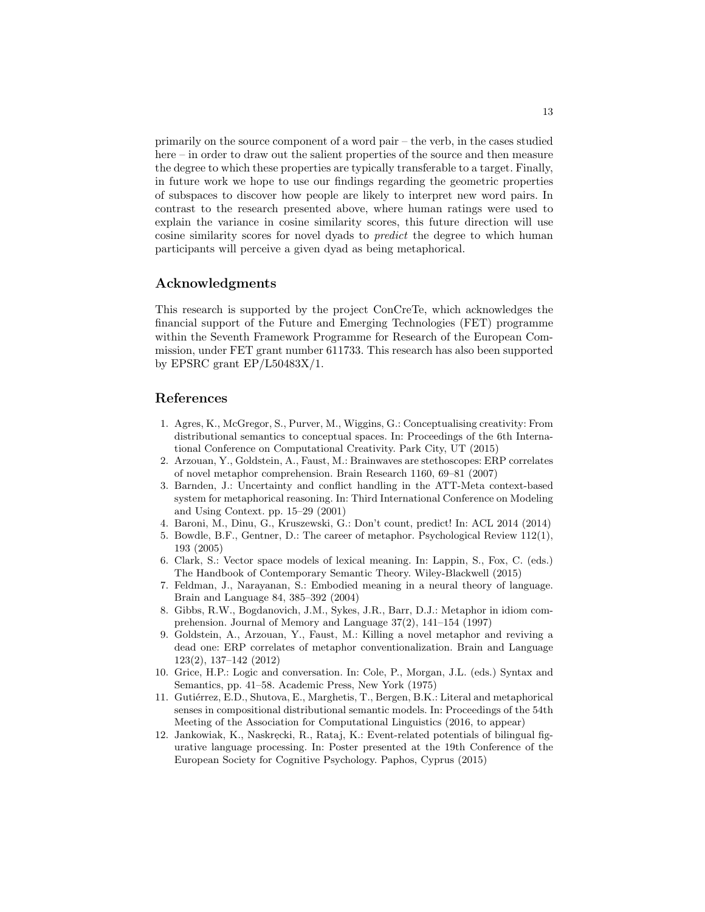primarily on the source component of a word pair – the verb, in the cases studied here – in order to draw out the salient properties of the source and then measure the degree to which these properties are typically transferable to a target. Finally, in future work we hope to use our findings regarding the geometric properties of subspaces to discover how people are likely to interpret new word pairs. In contrast to the research presented above, where human ratings were used to explain the variance in cosine similarity scores, this future direction will use cosine similarity scores for novel dyads to *predict* the degree to which human participants will perceive a given dyad as being metaphorical.

## Acknowledgments

This research is supported by the project ConCreTe, which acknowledges the financial support of the Future and Emerging Technologies (FET) programme within the Seventh Framework Programme for Research of the European Commission, under FET grant number 611733. This research has also been supported by EPSRC grant EP/L50483X/1.

## References

1. Agres, K., McGregor, S., Purver, M., Wiggins, G.: Conceptualising creativity: From distributional semantics to conceptual spaces. In: Proceedings of the 6th International Conference on Computational Creativity. Park City, UT (2015)
2. Arzouan, Y., Goldstein, A., Faust, M.: Brainwaves are stethoscopes: ERP correlates of novel metaphor comprehension. Brain Research 1160, 69–81 (2007)
3. Barnden, J.: Uncertainty and conflict handling in the ATT-Meta context-based system for metaphorical reasoning. In: Third International Conference on Modeling and Using Context. pp. 15–29 (2001)
4. Baroni, M., Dinu, G., Kruszewski, G.: Don't count, predict! In: ACL 2014 (2014)
5. Bowdle, B.F., Gentner, D.: The career of metaphor. Psychological Review 112(1), 193 (2005)
6. Clark, S.: Vector space models of lexical meaning. In: Lappin, S., Fox, C. (eds.) The Handbook of Contemporary Semantic Theory. Wiley-Blackwell (2015)
7. Feldman, J., Narayanan, S.: Embodied meaning in a neural theory of language. Brain and Language 84, 385–392 (2004)
8. Gibbs, R.W., Bogdanovich, J.M., Sykes, J.R., Barr, D.J.: Metaphor in idiom comprehension. Journal of Memory and Language 37(2), 141–154 (1997)
9. Goldstein, A., Arzouan, Y., Faust, M.: Killing a novel metaphor and reviving a dead one: ERP correlates of metaphor conventionalization. Brain and Language 123(2), 137–142 (2012)
10. Grice, H.P.: Logic and conversation. In: Cole, P., Morgan, J.L. (eds.) Syntax and Semantics, pp. 41–58. Academic Press, New York (1975)
11. Gutiérrez, E.D., Shutova, E., Marghetis, T., Bergen, B.K.: Literal and metaphorical senses in compositional distributional semantic models. In: Proceedings of the 54th Meeting of the Association for Computational Linguistics (2016, to appear)
12. Jankowiak, K., Naskręcki, R., Rataj, K.: Event-related potentials of bilingual figurative language processing. In: Poster presented at the 19th Conference of the European Society for Cognitive Psychology. Paphos, Cyprus (2015)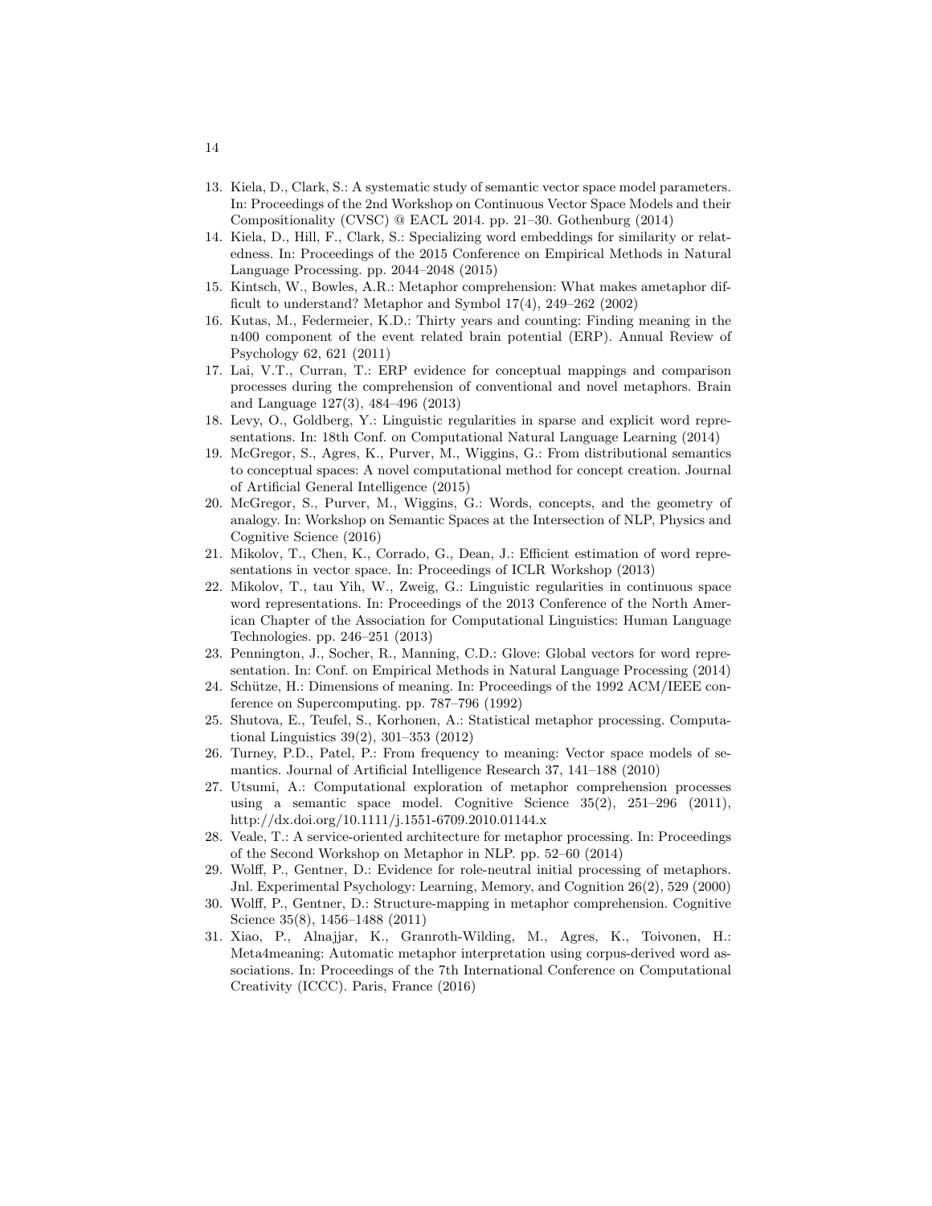13. Kiela, D., Clark, S.: A systematic study of semantic vector space model parameters. In: Proceedings of the 2nd Workshop on Continuous Vector Space Models and their Compositionality (CVSC) @ EACL 2014. pp. 21–30. Gothenburg (2014)
14. Kiela, D., Hill, F., Clark, S.: Specializing word embeddings for similarity or relatedness. In: Proceedings of the 2015 Conference on Empirical Methods in Natural Language Processing. pp. 2044–2048 (2015)
15. Kintsch, W., Bowles, A.R.: Metaphor comprehension: What makes ametaphor difficult to understand? Metaphor and Symbol 17(4), 249–262 (2002)
16. Kutas, M., Federmeier, K.D.: Thirty years and counting: Finding meaning in the n400 component of the event related brain potential (ERP). Annual Review of Psychology 62, 621 (2011)
17. Lai, V.T., Curran, T.: ERP evidence for conceptual mappings and comparison processes during the comprehension of conventional and novel metaphors. Brain and Language 127(3), 484–496 (2013)
18. Levy, O., Goldberg, Y.: Linguistic regularities in sparse and explicit word representations. In: 18th Conf. on Computational Natural Language Learning (2014)
19. McGregor, S., Agres, K., Purver, M., Wiggins, G.: From distributional semantics to conceptual spaces: A novel computational method for concept creation. Journal of Artificial General Intelligence (2015)
20. McGregor, S., Purver, M., Wiggins, G.: Words, concepts, and the geometry of analogy. In: Workshop on Semantic Spaces at the Intersection of NLP, Physics and Cognitive Science (2016)
21. Mikolov, T., Chen, K., Corrado, G., Dean, J.: Efficient estimation of word representations in vector space. In: Proceedings of ICLR Workshop (2013)
22. Mikolov, T., tau Yih, W., Zweig, G.: Linguistic regularities in continuous space word representations. In: Proceedings of the 2013 Conference of the North American Chapter of the Association for Computational Linguistics: Human Language Technologies. pp. 246–251 (2013)
23. Pennington, J., Socher, R., Manning, C.D.: Glove: Global vectors for word representation. In: Conf. on Empirical Methods in Natural Language Processing (2014)
24. Schütze, H.: Dimensions of meaning. In: Proceedings of the 1992 ACM/IEEE conference on Supercomputing. pp. 787–796 (1992)
25. Shutova, E., Teufel, S., Korhonen, A.: Statistical metaphor processing. Computational Linguistics 39(2), 301–353 (2012)
26. Turney, P.D., Patel, P.: From frequency to meaning: Vector space models of semantics. Journal of Artificial Intelligence Research 37, 141–188 (2010)
27. Utsumi, A.: Computational exploration of metaphor comprehension processes using a semantic space model. Cognitive Science 35(2), 251–296 (2011), http://dx.doi.org/10.1111/j.1551-6709.2010.01144.x
28. Veale, T.: A service-oriented architecture for metaphor processing. In: Proceedings of the Second Workshop on Metaphor in NLP. pp. 52–60 (2014)
29. Wolff, P., Gentner, D.: Evidence for role-neutral initial processing of metaphors. Jnl. Experimental Psychology: Learning, Memory, and Cognition 26(2), 529 (2000)
30. Wolff, P., Gentner, D.: Structure-mapping in metaphor comprehension. Cognitive Science 35(8), 1456–1488 (2011)
31. Xiao, P., Alnajjar, K., Granroth-Wilding, M., Agres, K., Toivonen, H.: Meta4meaning: Automatic metaphor interpretation using corpus-derived word associations. In: Proceedings of the 7th International Conference on Computational Creativity (ICCC). Paris, France (2016)